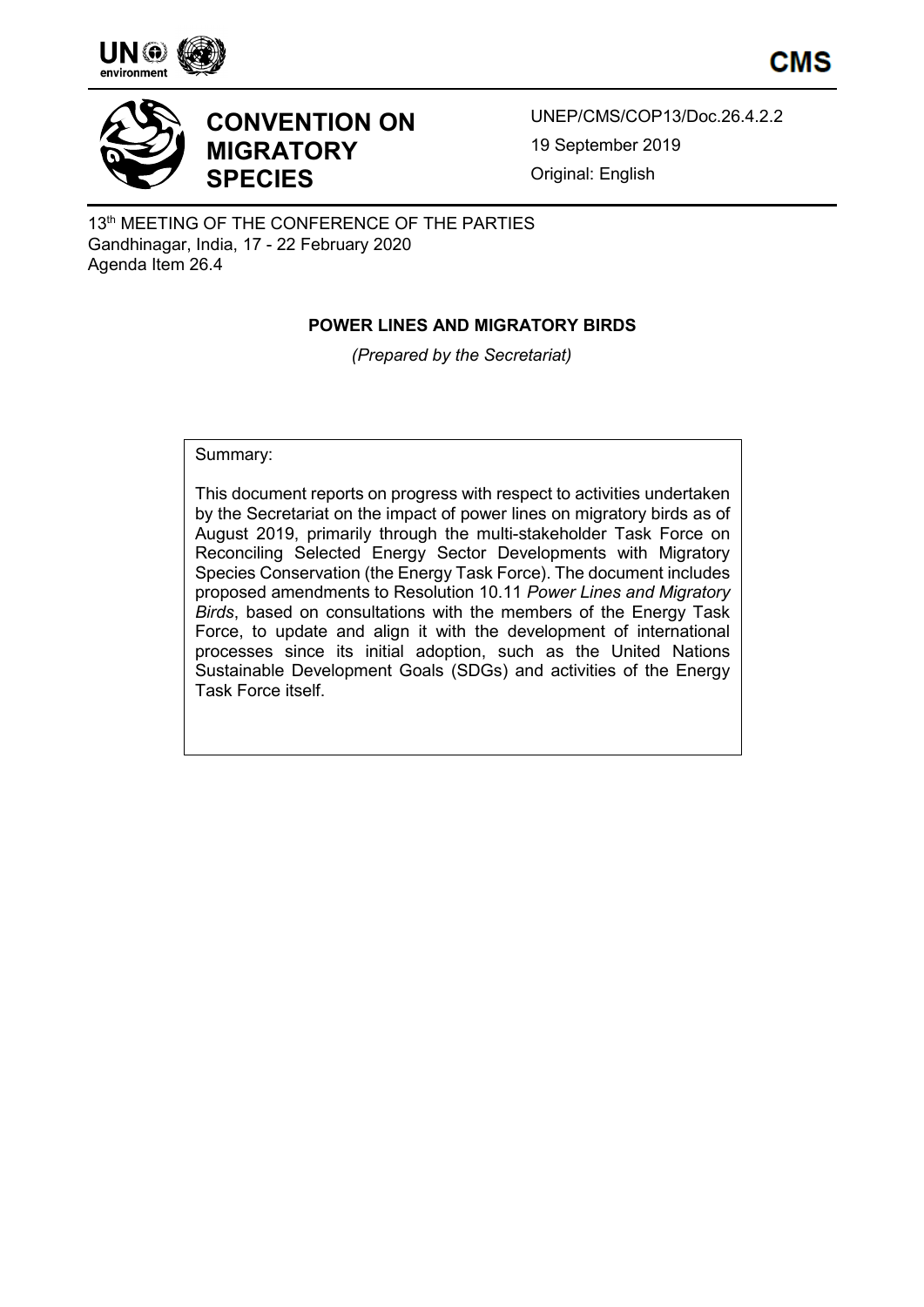CMS

# CONVENTION ON MIGRATORY SPECIES

UNEP/CMS/COP13/Doc.26.4.2.2

19 September 2019

Original: English

13th MEETING OF THE CONFERENCE OF THE PARTIES
Gandhinagar, India, 17 - 22 February 2020
Agenda Item 26.4

## POWER LINES AND MIGRATORY BIRDS

*(Prepared by the Secretariat)*

Summary:

This document reports on progress with respect to activities undertaken by the Secretariat on the impact of power lines on migratory birds as of August 2019, primarily through the multi-stakeholder Task Force on Reconciling Selected Energy Sector Developments with Migratory Species Conservation (the Energy Task Force). The document includes proposed amendments to Resolution 10.11 *Power Lines and Migratory Birds*, based on consultations with the members of the Energy Task Force, to update and align it with the development of international processes since its initial adoption, such as the United Nations Sustainable Development Goals (SDGs) and activities of the Energy Task Force itself.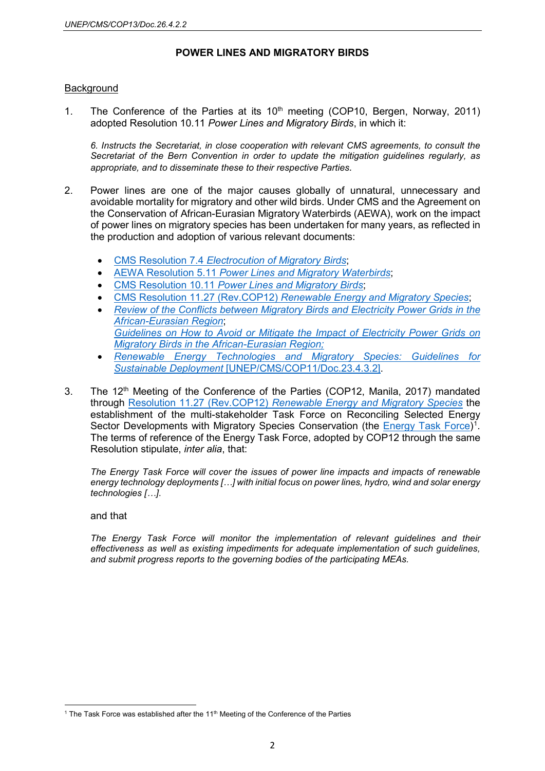## POWER LINES AND MIGRATORY BIRDS

### Background

1. The Conference of the Parties at its 10th meeting (COP10, Bergen, Norway, 2011) adopted Resolution 10.11 *Power Lines and Migratory Birds*, in which it:

   *6. Instructs the Secretariat, in close cooperation with relevant CMS agreements, to consult the Secretariat of the Bern Convention in order to update the mitigation guidelines regularly, as appropriate, and to disseminate these to their respective Parties.*

2. Power lines are one of the major causes globally of unnatural, unnecessary and avoidable mortality for migratory and other wild birds. Under CMS and the Agreement on the Conservation of African-Eurasian Migratory Waterbirds (AEWA), work on the impact of power lines on migratory species has been undertaken for many years, as reflected in the production and adoption of various relevant documents:

   - CMS Resolution 7.4 *Electrocution of Migratory Birds*;
   - AEWA Resolution 5.11 *Power Lines and Migratory Waterbirds*;
   - CMS Resolution 10.11 *Power Lines and Migratory Birds*;
   - CMS Resolution 11.27 (Rev.COP12) *Renewable Energy and Migratory Species*;
   - *Review of the Conflicts between Migratory Birds and Electricity Power Grids in the African-Eurasian Region*;
     *Guidelines on How to Avoid or Mitigate the Impact of Electricity Power Grids on Migratory Birds in the African-Eurasian Region;*
   - *Renewable Energy Technologies and Migratory Species: Guidelines for Sustainable Deployment* [UNEP/CMS/COP11/Doc.23.4.3.2].

3. The 12th Meeting of the Conference of the Parties (COP12, Manila, 2017) mandated through Resolution 11.27 (Rev.COP12) *Renewable Energy and Migratory Species* the establishment of the multi-stakeholder Task Force on Reconciling Selected Energy Sector Developments with Migratory Species Conservation (the Energy Task Force)[1]. The terms of reference of the Energy Task Force, adopted by COP12 through the same Resolution stipulate, *inter alia*, that:

   *The Energy Task Force will cover the issues of power line impacts and impacts of renewable energy technology deployments […] with initial focus on power lines, hydro, wind and solar energy technologies […].*

   and that

   *The Energy Task Force will monitor the implementation of relevant guidelines and their effectiveness as well as existing impediments for adequate implementation of such guidelines, and submit progress reports to the governing bodies of the participating MEAs.*

---

[1] The Task Force was established after the 11th Meeting of the Conference of the Parties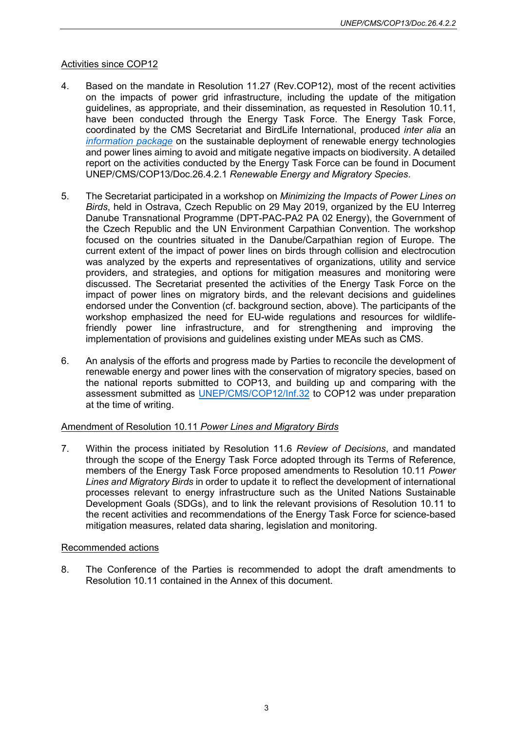Activities since COP12

4. Based on the mandate in Resolution 11.27 (Rev.COP12), most of the recent activities on the impacts of power grid infrastructure, including the update of the mitigation guidelines, as appropriate, and their dissemination, as requested in Resolution 10.11, have been conducted through the Energy Task Force. The Energy Task Force, coordinated by the CMS Secretariat and BirdLife International, produced *inter alia* an *information package* on the sustainable deployment of renewable energy technologies and power lines aiming to avoid and mitigate negative impacts on biodiversity. A detailed report on the activities conducted by the Energy Task Force can be found in Document UNEP/CMS/COP13/Doc.26.4.2.1 *Renewable Energy and Migratory Species*.

5. The Secretariat participated in a workshop on *Minimizing the Impacts of Power Lines on Birds*, held in Ostrava, Czech Republic on 29 May 2019, organized by the EU Interreg Danube Transnational Programme (DPT-PAC-PA2 PA 02 Energy), the Government of the Czech Republic and the UN Environment Carpathian Convention. The workshop focused on the countries situated in the Danube/Carpathian region of Europe. The current extent of the impact of power lines on birds through collision and electrocution was analyzed by the experts and representatives of organizations, utility and service providers, and strategies, and options for mitigation measures and monitoring were discussed. The Secretariat presented the activities of the Energy Task Force on the impact of power lines on migratory birds, and the relevant decisions and guidelines endorsed under the Convention (cf. background section, above). The participants of the workshop emphasized the need for EU-wide regulations and resources for wildlife-friendly power line infrastructure, and for strengthening and improving the implementation of provisions and guidelines existing under MEAs such as CMS.

6. An analysis of the efforts and progress made by Parties to reconcile the development of renewable energy and power lines with the conservation of migratory species, based on the national reports submitted to COP13, and building up and comparing with the assessment submitted as UNEP/CMS/COP12/Inf.32 to COP12 was under preparation at the time of writing.

Amendment of Resolution 10.11 *Power Lines and Migratory Birds*

7. Within the process initiated by Resolution 11.6 *Review of Decisions*, and mandated through the scope of the Energy Task Force adopted through its Terms of Reference, members of the Energy Task Force proposed amendments to Resolution 10.11 *Power Lines and Migratory Birds* in order to update it to reflect the development of international processes relevant to energy infrastructure such as the United Nations Sustainable Development Goals (SDGs), and to link the relevant provisions of Resolution 10.11 to the recent activities and recommendations of the Energy Task Force for science-based mitigation measures, related data sharing, legislation and monitoring.

Recommended actions

8. The Conference of the Parties is recommended to adopt the draft amendments to Resolution 10.11 contained in the Annex of this document.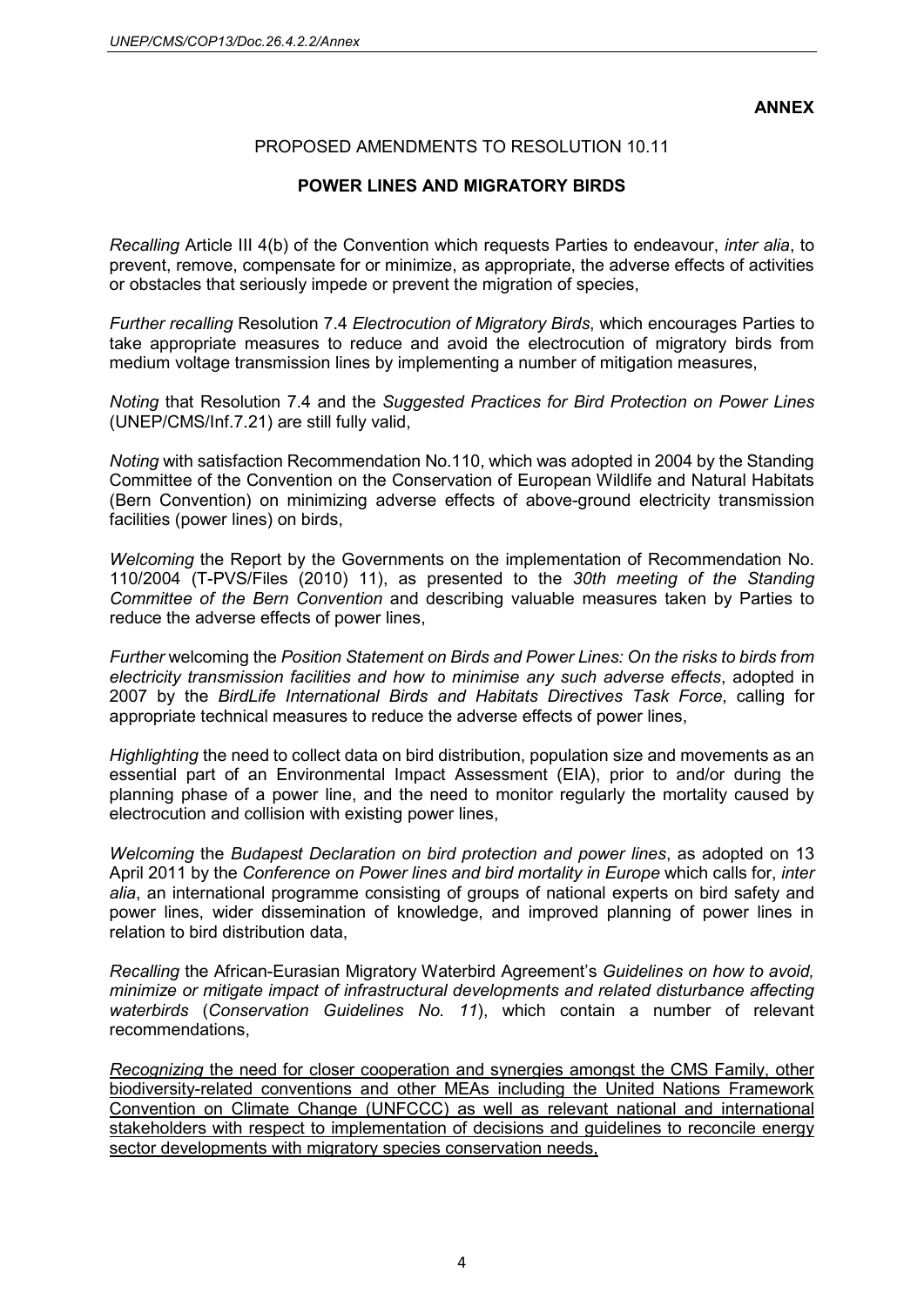**ANNEX**

PROPOSED AMENDMENTS TO RESOLUTION 10.11

**POWER LINES AND MIGRATORY BIRDS**

*Recalling* Article III 4(b) of the Convention which requests Parties to endeavour, *inter alia*, to prevent, remove, compensate for or minimize, as appropriate, the adverse effects of activities or obstacles that seriously impede or prevent the migration of species,

*Further recalling* Resolution 7.4 *Electrocution of Migratory Birds*, which encourages Parties to take appropriate measures to reduce and avoid the electrocution of migratory birds from medium voltage transmission lines by implementing a number of mitigation measures,

*Noting* that Resolution 7.4 and the *Suggested Practices for Bird Protection on Power Lines* (UNEP/CMS/Inf.7.21) are still fully valid,

*Noting* with satisfaction Recommendation No.110, which was adopted in 2004 by the Standing Committee of the Convention on the Conservation of European Wildlife and Natural Habitats (Bern Convention) on minimizing adverse effects of above-ground electricity transmission facilities (power lines) on birds,

*Welcoming* the Report by the Governments on the implementation of Recommendation No. 110/2004 (T-PVS/Files (2010) 11), as presented to the *30th meeting of the Standing Committee of the Bern Convention* and describing valuable measures taken by Parties to reduce the adverse effects of power lines,

*Further* welcoming the *Position Statement on Birds and Power Lines: On the risks to birds from electricity transmission facilities and how to minimise any such adverse effects*, adopted in 2007 by the *BirdLife International Birds and Habitats Directives Task Force*, calling for appropriate technical measures to reduce the adverse effects of power lines,

*Highlighting* the need to collect data on bird distribution, population size and movements as an essential part of an Environmental Impact Assessment (EIA), prior to and/or during the planning phase of a power line, and the need to monitor regularly the mortality caused by electrocution and collision with existing power lines,

*Welcoming* the *Budapest Declaration on bird protection and power lines*, as adopted on 13 April 2011 by the *Conference on Power lines and bird mortality in Europe* which calls for, *inter alia*, an international programme consisting of groups of national experts on bird safety and power lines, wider dissemination of knowledge, and improved planning of power lines in relation to bird distribution data,

*Recalling* the African-Eurasian Migratory Waterbird Agreement's *Guidelines on how to avoid, minimize or mitigate impact of infrastructural developments and related disturbance affecting waterbirds* (*Conservation Guidelines No. 11*), which contain a number of relevant recommendations,

<u>*Recognizing* the need for closer cooperation and synergies amongst the CMS Family, other biodiversity-related conventions and other MEAs including the United Nations Framework Convention on Climate Change (UNFCCC) as well as relevant national and international stakeholders with respect to implementation of decisions and guidelines to reconcile energy sector developments with migratory species conservation needs,</u>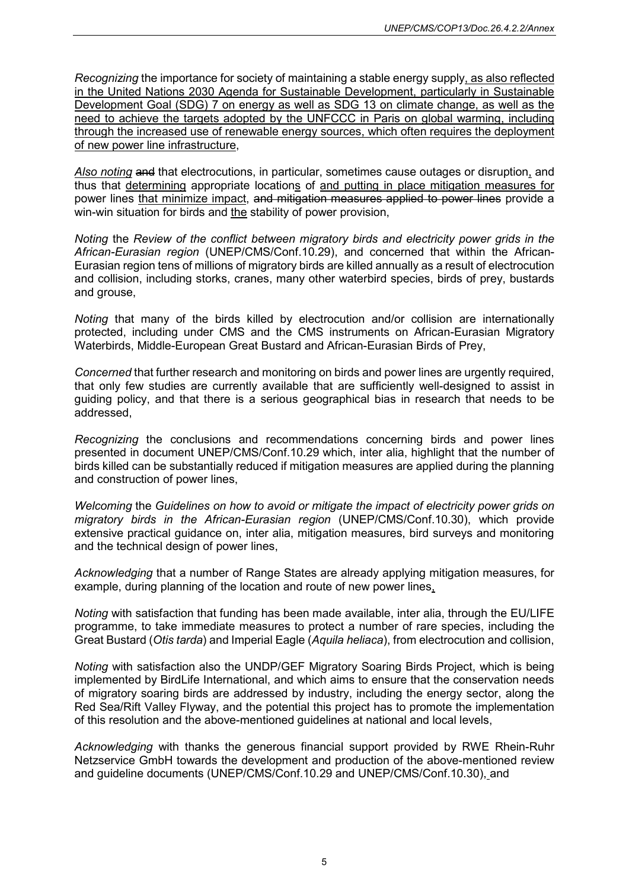*Recognizing* the importance for society of maintaining a stable energy supply<u>, as also reflected in the United Nations 2030 Agenda for Sustainable Development, particularly in Sustainable Development Goal (SDG) 7 on energy as well as SDG 13 on climate change, as well as the need to achieve the targets adopted by the UNFCCC in Paris on global warming, including through the increased use of renewable energy sources, which often requires the deployment of new power line infrastructure</u>,

<u>*Also noting*</u> ~~and~~ that electrocutions, in particular, sometimes cause outages or disruption<u>,</u> and thus that <u>determining</u> appropriate location<u>s</u> of <u>and putting in place mitigation measures for</u> power lines <u>that minimize impact</u>, ~~and mitigation measures applied to power lines~~ provide a win-win situation for birds and <u>the</u> stability of power provision,

*Noting* the *Review of the conflict between migratory birds and electricity power grids in the African-Eurasian region* (UNEP/CMS/Conf.10.29), and concerned that within the African-Eurasian region tens of millions of migratory birds are killed annually as a result of electrocution and collision, including storks, cranes, many other waterbird species, birds of prey, bustards and grouse,

*Noting* that many of the birds killed by electrocution and/or collision are internationally protected, including under CMS and the CMS instruments on African-Eurasian Migratory Waterbirds, Middle-European Great Bustard and African-Eurasian Birds of Prey,

*Concerned* that further research and monitoring on birds and power lines are urgently required, that only few studies are currently available that are sufficiently well-designed to assist in guiding policy, and that there is a serious geographical bias in research that needs to be addressed,

*Recognizing* the conclusions and recommendations concerning birds and power lines presented in document UNEP/CMS/Conf.10.29 which, inter alia, highlight that the number of birds killed can be substantially reduced if mitigation measures are applied during the planning and construction of power lines,

*Welcoming* the *Guidelines on how to avoid or mitigate the impact of electricity power grids on migratory birds in the African-Eurasian region* (UNEP/CMS/Conf.10.30), which provide extensive practical guidance on, inter alia, mitigation measures, bird surveys and monitoring and the technical design of power lines,

*Acknowledging* that a number of Range States are already applying mitigation measures, for example, during planning of the location and route of new power lines<u>,</u>

*Noting* with satisfaction that funding has been made available, inter alia, through the EU/LIFE programme, to take immediate measures to protect a number of rare species, including the Great Bustard (*Otis tarda*) and Imperial Eagle (*Aquila heliaca*), from electrocution and collision,

*Noting* with satisfaction also the UNDP/GEF Migratory Soaring Birds Project, which is being implemented by BirdLife International, and which aims to ensure that the conservation needs of migratory soaring birds are addressed by industry, including the energy sector, along the Red Sea/Rift Valley Flyway, and the potential this project has to promote the implementation of this resolution and the above-mentioned guidelines at national and local levels,

*Acknowledging* with thanks the generous financial support provided by RWE Rhein-Ruhr Netzservice GmbH towards the development and production of the above-mentioned review and guideline documents (UNEP/CMS/Conf.10.29 and UNEP/CMS/Conf.10.30)<u>,</u> and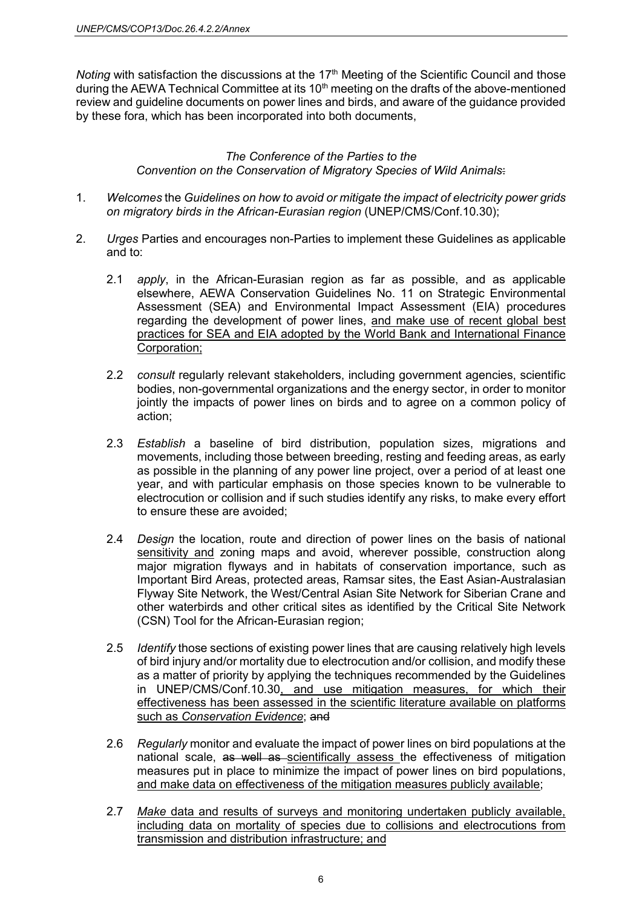*Noting* with satisfaction the discussions at the 17th Meeting of the Scientific Council and those during the AEWA Technical Committee at its 10th meeting on the drafts of the above-mentioned review and guideline documents on power lines and birds, and aware of the guidance provided by these fora, which has been incorporated into both documents,

*The Conference of the Parties to the*
*Convention on the Conservation of Migratory Species of Wild Animals*~~:~~

1. *Welcomes* the *Guidelines on how to avoid or mitigate the impact of electricity power grids on migratory birds in the African-Eurasian region* (UNEP/CMS/Conf.10.30);

2. *Urges* Parties and encourages non-Parties to implement these Guidelines as applicable and to:

   2.1 *apply*, in the African-Eurasian region as far as possible, and as applicable elsewhere, AEWA Conservation Guidelines No. 11 on Strategic Environmental Assessment (SEA) and Environmental Impact Assessment (EIA) procedures regarding the development of power lines, <u>and make use of recent global best practices for SEA and EIA adopted by the World Bank and International Finance Corporation;</u>

   2.2 *consult* regularly relevant stakeholders, including government agencies, scientific bodies, non-governmental organizations and the energy sector, in order to monitor jointly the impacts of power lines on birds and to agree on a common policy of action;

   2.3 *Establish* a baseline of bird distribution, population sizes, migrations and movements, including those between breeding, resting and feeding areas, as early as possible in the planning of any power line project, over a period of at least one year, and with particular emphasis on those species known to be vulnerable to electrocution or collision and if such studies identify any risks, to make every effort to ensure these are avoided;

   2.4 *Design* the location, route and direction of power lines on the basis of national <u>sensitivity and</u> zoning maps and avoid, wherever possible, construction along major migration flyways and in habitats of conservation importance, such as Important Bird Areas, protected areas, Ramsar sites, the East Asian-Australasian Flyway Site Network, the West/Central Asian Site Network for Siberian Crane and other waterbirds and other critical sites as identified by the Critical Site Network (CSN) Tool for the African-Eurasian region;

   2.5 *Identify* those sections of existing power lines that are causing relatively high levels of bird injury and/or mortality due to electrocution and/or collision, and modify these as a matter of priority by applying the techniques recommended by the Guidelines in UNEP/CMS/Conf.10.30<u>, and use mitigation measures, for which their effectiveness has been assessed in the scientific literature available on platforms such as *Conservation Evidence*</u>; ~~and~~

   2.6 *Regularly* monitor and evaluate the impact of power lines on bird populations at the national scale, ~~as well as~~ <u>scientifically assess</u> the effectiveness of mitigation measures put in place to minimize the impact of power lines on bird populations, <u>and make data on effectiveness of the mitigation measures publicly available</u>;

   2.7 <u>*Make* data and results of surveys and monitoring undertaken publicly available, including data on mortality of species due to collisions and electrocutions from transmission and distribution infrastructure; and</u>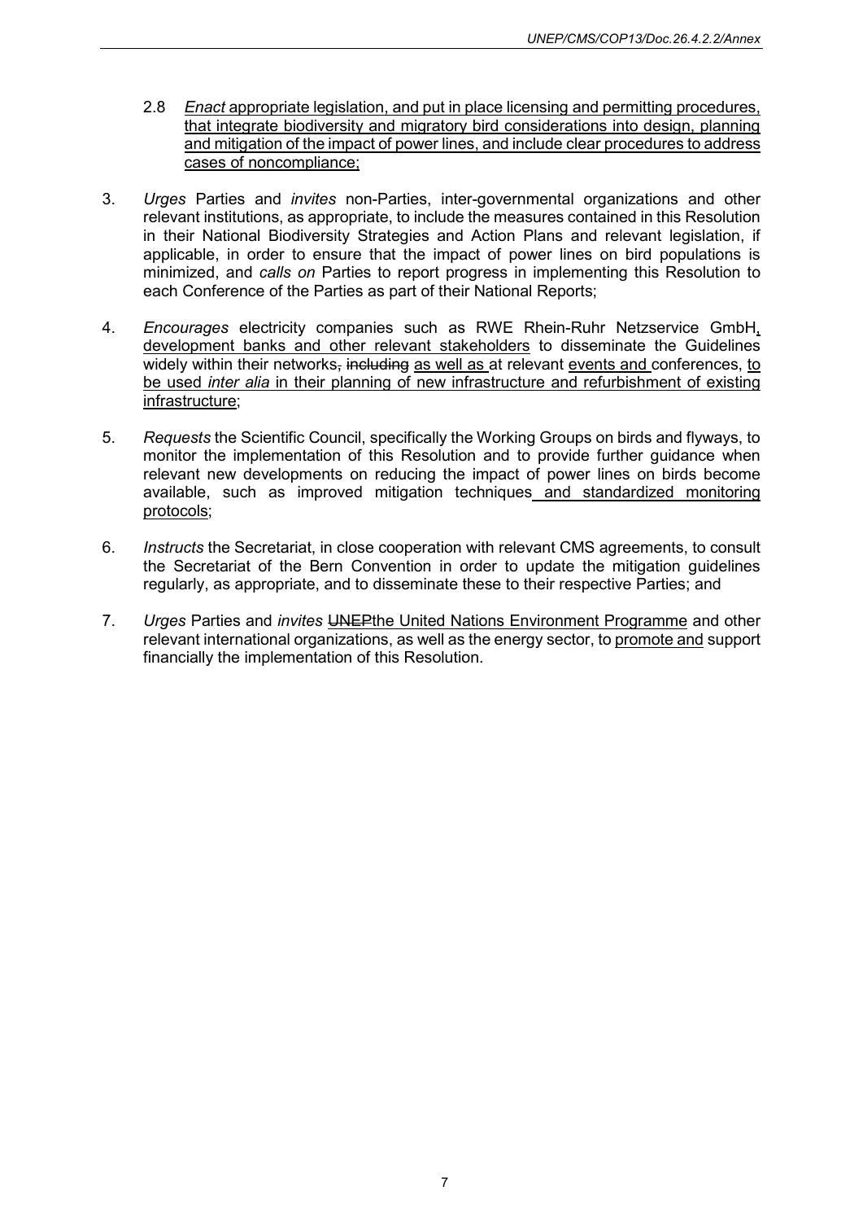2.8 *Enact* appropriate legislation, and put in place licensing and permitting procedures, that integrate biodiversity and migratory bird considerations into design, planning and mitigation of the impact of power lines, and include clear procedures to address cases of noncompliance;

3. *Urges* Parties and *invites* non-Parties, inter-governmental organizations and other relevant institutions, as appropriate, to include the measures contained in this Resolution in their National Biodiversity Strategies and Action Plans and relevant legislation, if applicable, in order to ensure that the impact of power lines on bird populations is minimized, and *calls on* Parties to report progress in implementing this Resolution to each Conference of the Parties as part of their National Reports;

4. *Encourages* electricity companies such as RWE Rhein-Ruhr Netzservice GmbH, development banks and other relevant stakeholders to disseminate the Guidelines widely within their networks, ~~including~~ as well as at relevant events and conferences, to be used *inter alia* in their planning of new infrastructure and refurbishment of existing infrastructure;

5. *Requests* the Scientific Council, specifically the Working Groups on birds and flyways, to monitor the implementation of this Resolution and to provide further guidance when relevant new developments on reducing the impact of power lines on birds become available, such as improved mitigation techniques and standardized monitoring protocols;

6. *Instructs* the Secretariat, in close cooperation with relevant CMS agreements, to consult the Secretariat of the Bern Convention in order to update the mitigation guidelines regularly, as appropriate, and to disseminate these to their respective Parties; and

7. *Urges* Parties and *invites* ~~UNEP~~the United Nations Environment Programme and other relevant international organizations, as well as the energy sector, to promote and support financially the implementation of this Resolution.